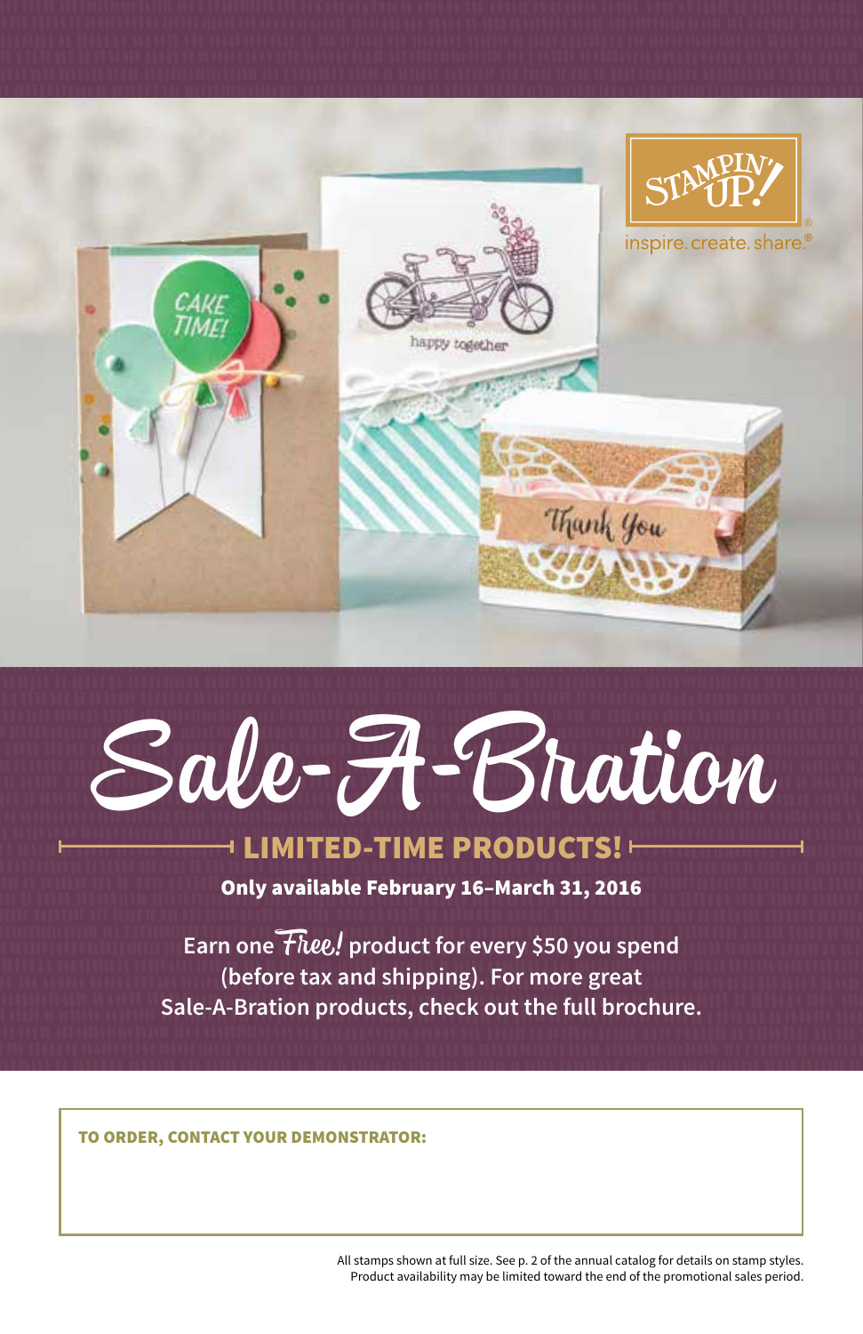# Sale-A-Bration

## LIMITED-TIME PRODUCTS!

**Only available February 16–March 31, 2016**

**Earn one *Free!* product for every $50 you spend (before tax and shipping). For more great Sale-A-Bration products, check out the full brochure.**

**TO ORDER, CONTACT YOUR DEMONSTRATOR:**

All stamps shown at full size. See p. 2 of the annual catalog for details on stamp styles. Product availability may be limited toward the end of the promotional sales period.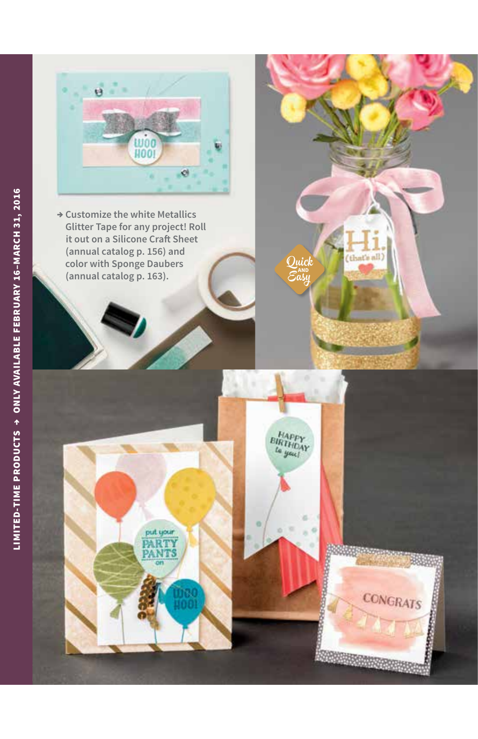→ Customize the white Metallics Glitter Tape for any project! Roll it out on a Silicone Craft Sheet (annual catalog p. 156) and color with Sponge Daubers (annual catalog p. 163).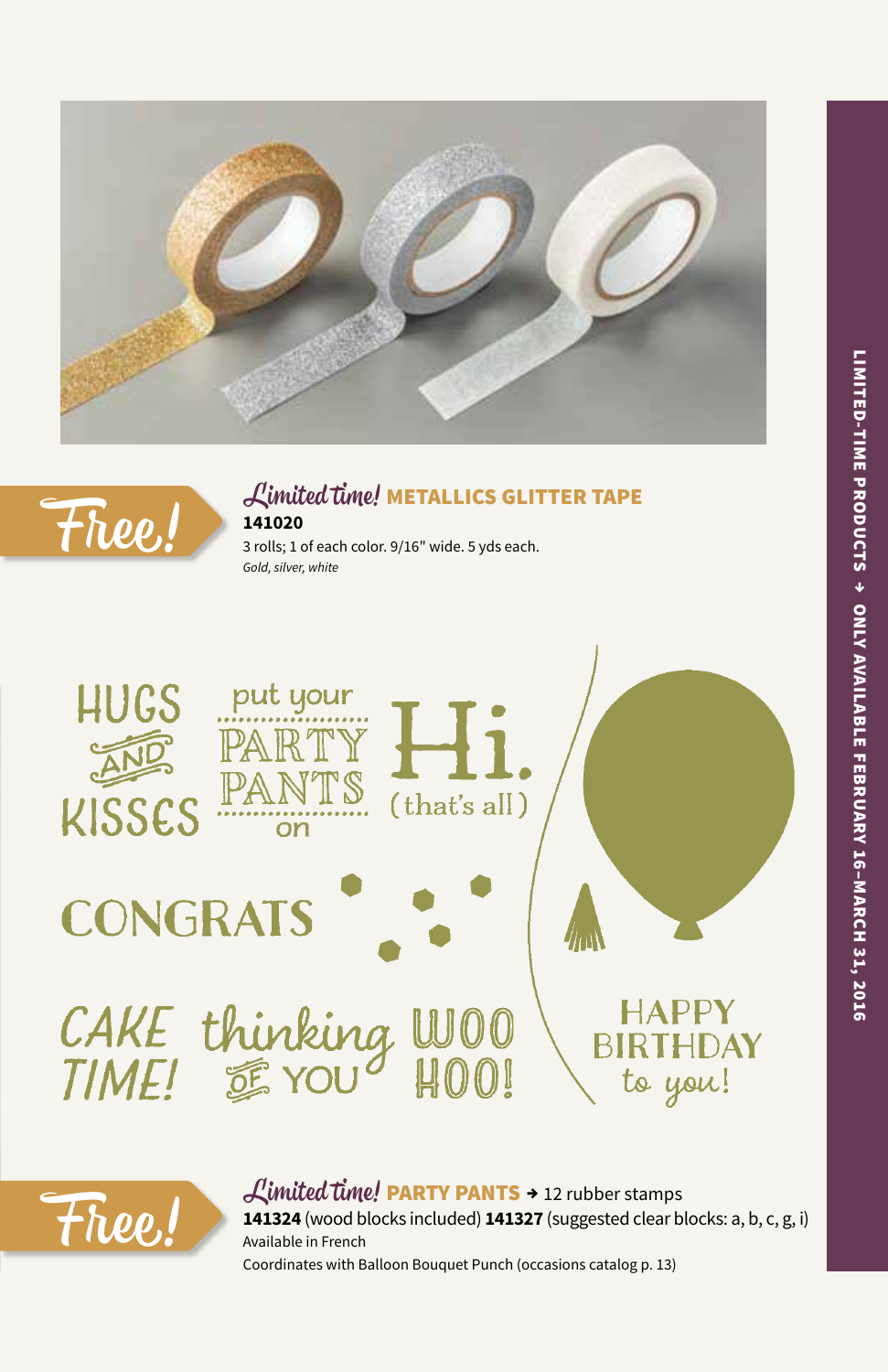Free!

## *Limited time!* METALLICS GLITTER TAPE

**141020**

3 rolls; 1 of each color. 9/16" wide. 5 yds each.

*Gold, silver, white*

Free!

## *Limited time!* PARTY PANTS → 12 rubber stamps

**141324** (wood blocks included) **141327** (suggested clear blocks: a, b, c, g, i)

Available in French

Coordinates with Balloon Bouquet Punch (occasions catalog p. 13)

LIMITED-TIME PRODUCTS → ONLY AVAILABLE FEBRUARY 16–MARCH 31, 2016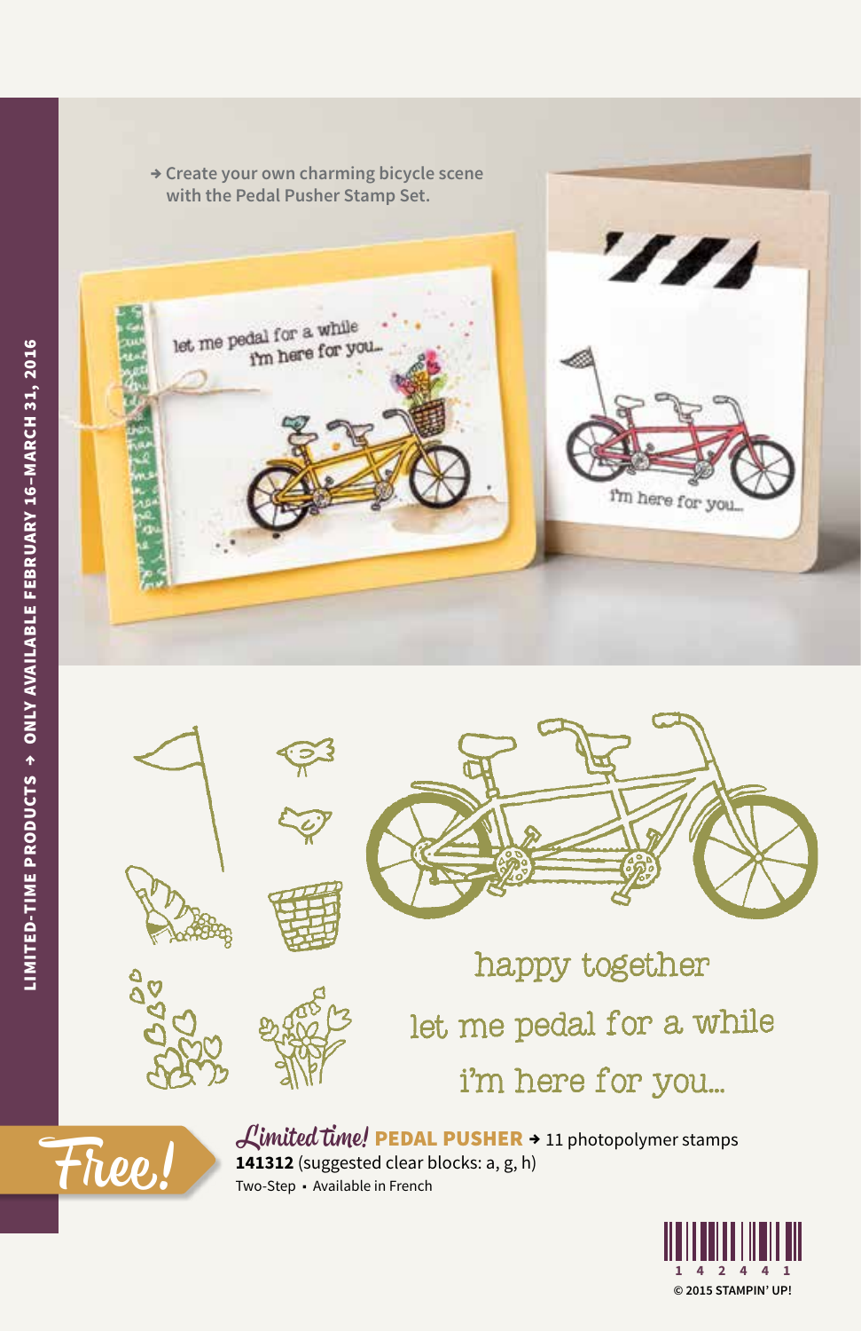LIMITED-TIME PRODUCTS → ONLY AVAILABLE FEBRUARY 16–MARCH 31, 2016

→ Create your own charming bicycle scene with the Pedal Pusher Stamp Set.

happy together

let me pedal for a while

i'm here for you...

Free!

*Limited time!* **PEDAL PUSHER** → 11 photopolymer stamps
**141312** (suggested clear blocks: a, g, h)
Two-Step • Available in French

142441

© 2015 STAMPIN' UP!